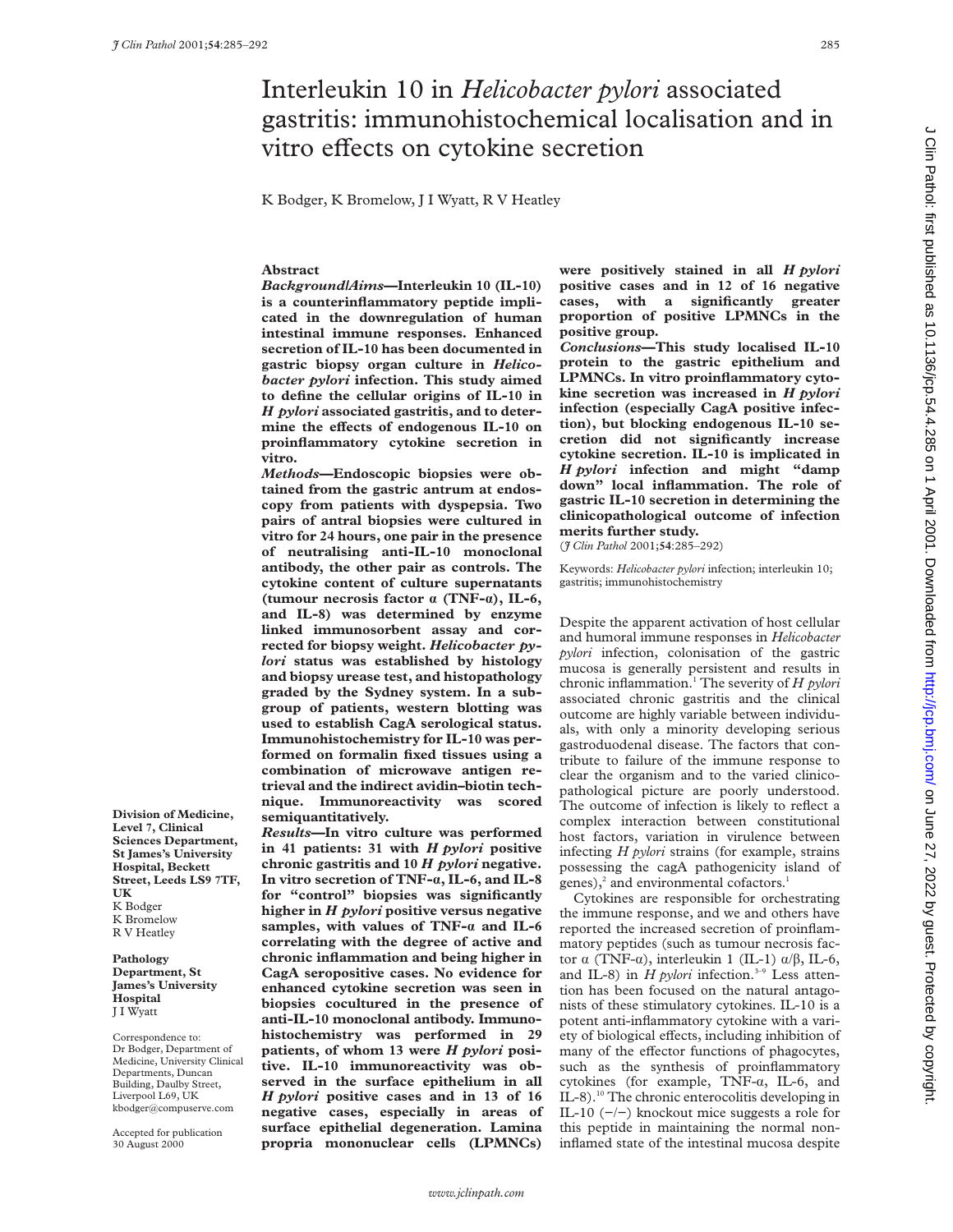# Interleukin 10 in *Helicobacter pylori* associated gastritis: immunohistochemical localisation and in vitro effects on cytokine secretion

K Bodger, K Bromelow, J I Wyatt, R V Heatley

Division of Medicine, Level 7, Clinical Sciences Department, St James's University Hospital, Beckett Street, Leeds LS9 7TF, UK
K Bodger
K Bromelow
R V Heatley

Pathology Department, St James's University Hospital
J I Wyatt

Correspondence to: Dr Bodger, Department of Medicine, University Clinical Departments, Duncan Building, Daulby Street, Liverpool L69, UK
kbodger@compuserve.com

Accepted for publication 30 August 2000

## Abstract

***Background/Aims*—Interleukin 10 (IL-10) is a counterinflammatory peptide implicated in the downregulation of human intestinal immune responses. Enhanced secretion of IL-10 has been documented in gastric biopsy organ culture in *Helicobacter pylori* infection. This study aimed to define the cellular origins of IL-10 in *H pylori* associated gastritis, and to determine the effects of endogenous IL-10 on proinflammatory cytokine secretion in vitro.**

***Methods*—Endoscopic biopsies were obtained from the gastric antrum at endoscopy from patients with dyspepsia. Two pairs of antral biopsies were cultured in vitro for 24 hours, one pair in the presence of neutralising anti-IL-10 monoclonal antibody, the other pair as controls. The cytokine content of culture supernatants (tumour necrosis factor α (TNF-α), IL-6, and IL-8) was determined by enzyme linked immunosorbent assay and corrected for biopsy weight. *Helicobacter pylori* status was established by histology and biopsy urease test, and histopathology graded by the Sydney system. In a subgroup of patients, western blotting was used to establish CagA serological status. Immunohistochemistry for IL-10 was performed on formalin fixed tissues using a combination of microwave antigen retrieval and the indirect avidin–biotin technique. Immunoreactivity was scored semiquantitatively.**

***Results*—In vitro culture was performed in 41 patients: 31 with *H pylori* positive chronic gastritis and 10 *H pylori* negative. In vitro secretion of TNF-α, IL-6, and IL-8 for "control" biopsies was significantly higher in *H pylori* positive versus negative samples, with values of TNF-α and IL-6 correlating with the degree of active and chronic inflammation and being higher in CagA seropositive cases. No evidence for enhanced cytokine secretion was seen in biopsies cocultured in the presence of anti-IL-10 monoclonal antibody. Immunohistochemistry was performed in 29 patients, of whom 13 were *H pylori* positive. IL-10 immunoreactivity was observed in the surface epithelium in all *H pylori* positive cases and in 13 of 16 negative cases, especially in areas of surface epithelial degeneration. Lamina propria mononuclear cells (LPMNCs) were positively stained in all *H pylori* positive cases and in 12 of 16 negative cases, with a significantly greater proportion of positive LPMNCs in the positive group.**

***Conclusions*—This study localised IL-10 protein to the gastric epithelium and LPMNCs. In vitro proinflammatory cytokine secretion was increased in *H pylori* infection (especially CagA positive infection), but blocking endogenous IL-10 secretion did not significantly increase cytokine secretion. IL-10 is implicated in *H pylori* infection and might "damp down" local inflammation. The role of gastric IL-10 secretion in determining the clinicopathological outcome of infection merits further study.**

(*J Clin Pathol* 2001;**54**:285–292)

Keywords: *Helicobacter pylori* infection; interleukin 10; gastritis; immunohistochemistry

Despite the apparent activation of host cellular and humoral immune responses in *Helicobacter pylori* infection, colonisation of the gastric mucosa is generally persistent and results in chronic inflammation.[1] The severity of *H pylori* associated chronic gastritis and the clinical outcome are highly variable between individuals, with only a minority developing serious gastroduodenal disease. The factors that contribute to failure of the immune response to clear the organism and to the varied clinicopathological picture are poorly understood. The outcome of infection is likely to reflect a complex interaction between constitutional host factors, variation in virulence between infecting *H pylori* strains (for example, strains possessing the cagA pathogenicity island of genes),[2] and environmental cofactors.[1]

Cytokines are responsible for orchestrating the immune response, and we and others have reported the increased secretion of proinflammatory peptides (such as tumour necrosis factor α (TNF-α), interleukin 1 (IL-1) α/β, IL-6, and IL-8) in *H pylori* infection.[3–9] Less attention has been focused on the natural antagonists of these stimulatory cytokines. IL-10 is a potent anti-inflammatory cytokine with a variety of biological effects, including inhibition of many of the effector functions of phagocytes, such as the synthesis of proinflammatory cytokines (for example, TNF-α, IL-6, and IL-8).[10] The chronic enterocolitis developing in IL-10 (−/−) knockout mice suggests a role for this peptide in maintaining the normal non-inflamed state of the intestinal mucosa despite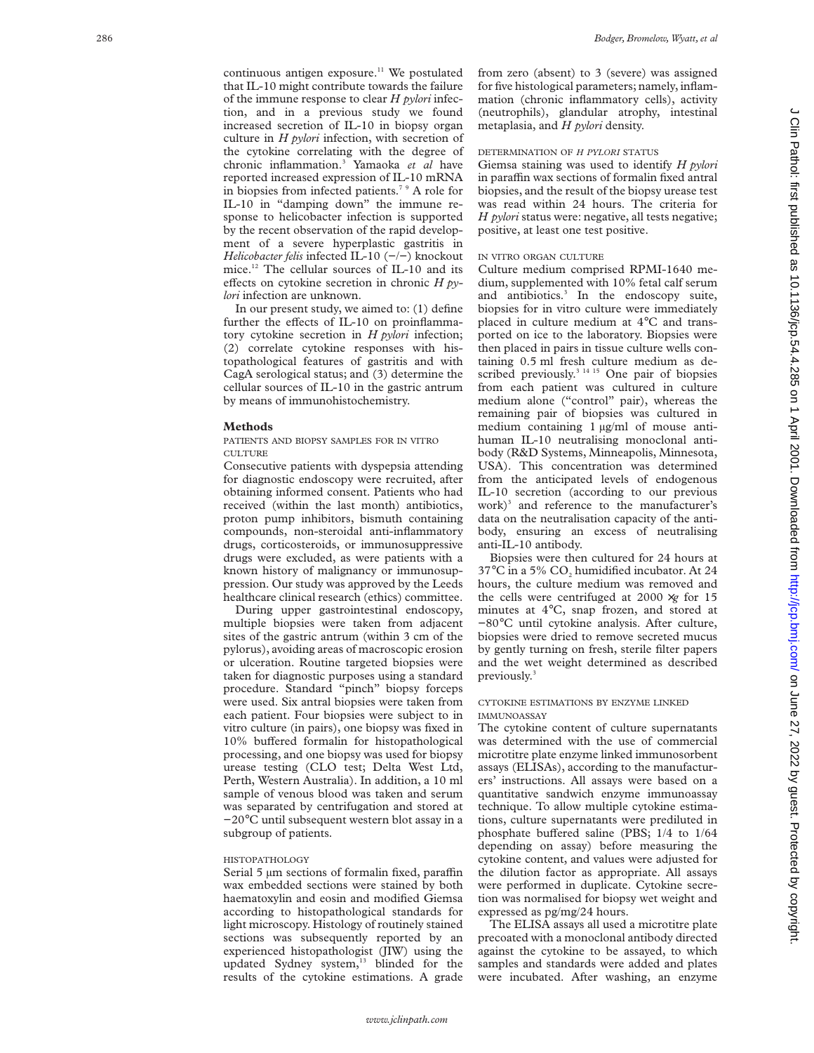continuous antigen exposure.[11] We postulated that IL-10 might contribute towards the failure of the immune response to clear *H pylori* infection, and in a previous study we found increased secretion of IL-10 in biopsy organ culture in *H pylori* infection, with secretion of the cytokine correlating with the degree of chronic inflammation.[3] Yamaoka *et al* have reported increased expression of IL-10 mRNA in biopsies from infected patients.[7 9] A role for IL-10 in "damping down" the immune response to helicobacter infection is supported by the recent observation of the rapid development of a severe hyperplastic gastritis in *Helicobacter felis* infected IL-10 (−/−) knockout mice.[12] The cellular sources of IL-10 and its effects on cytokine secretion in chronic *H pylori* infection are unknown.

In our present study, we aimed to: (1) define further the effects of IL-10 on proinflammatory cytokine secretion in *H pylori* infection; (2) correlate cytokine responses with histopathological features of gastritis and with CagA serological status; and (3) determine the cellular sources of IL-10 in the gastric antrum by means of immunohistochemistry.

## Methods

### PATIENTS AND BIOPSY SAMPLES FOR IN VITRO CULTURE

Consecutive patients with dyspepsia attending for diagnostic endoscopy were recruited, after obtaining informed consent. Patients who had received (within the last month) antibiotics, proton pump inhibitors, bismuth containing compounds, non-steroidal anti-inflammatory drugs, corticosteroids, or immunosuppressive drugs were excluded, as were patients with a known history of malignancy or immunosuppression. Our study was approved by the Leeds healthcare clinical research (ethics) committee.

During upper gastrointestinal endoscopy, multiple biopsies were taken from adjacent sites of the gastric antrum (within 3 cm of the pylorus), avoiding areas of macroscopic erosion or ulceration. Routine targeted biopsies were taken for diagnostic purposes using a standard procedure. Standard "pinch" biopsy forceps were used. Six antral biopsies were taken from each patient. Four biopsies were subject to in vitro culture (in pairs), one biopsy was fixed in 10% buffered formalin for histopathological processing, and one biopsy was used for biopsy urease testing (CLO test; Delta West Ltd, Perth, Western Australia). In addition, a 10 ml sample of venous blood was taken and serum was separated by centrifugation and stored at −20°C until subsequent western blot assay in a subgroup of patients.

### HISTOPATHOLOGY

Serial 5 µm sections of formalin fixed, paraffin wax embedded sections were stained by both haematoxylin and eosin and modified Giemsa according to histopathological standards for light microscopy. Histology of routinely stained sections was subsequently reported by an experienced histopathologist (JIW) using the updated Sydney system,[13] blinded for the results of the cytokine estimations. A grade from zero (absent) to 3 (severe) was assigned for five histological parameters; namely, inflammation (chronic inflammatory cells), activity (neutrophils), glandular atrophy, intestinal metaplasia, and *H pylori* density.

### DETERMINATION OF *H PYLORI* STATUS

Giemsa staining was used to identify *H pylori* in paraffin wax sections of formalin fixed antral biopsies, and the result of the biopsy urease test was read within 24 hours. The criteria for *H pylori* status were: negative, all tests negative; positive, at least one test positive.

### IN VITRO ORGAN CULTURE

Culture medium comprised RPMI-1640 medium, supplemented with 10% fetal calf serum and antibiotics.[3] In the endoscopy suite, biopsies for in vitro culture were immediately placed in culture medium at 4°C and transported on ice to the laboratory. Biopsies were then placed in pairs in tissue culture wells containing 0.5 ml fresh culture medium as described previously.[3 14 15] One pair of biopsies from each patient was cultured in culture medium alone ("control" pair), whereas the remaining pair of biopsies was cultured in medium containing 1 µg/ml of mouse anti-human IL-10 neutralising monoclonal antibody (R&D Systems, Minneapolis, Minnesota, USA). This concentration was determined from the anticipated levels of endogenous IL-10 secretion (according to our previous work)[3] and reference to the manufacturer's data on the neutralisation capacity of the antibody, ensuring an excess of neutralising anti-IL-10 antibody.

Biopsies were then cultured for 24 hours at 37°C in a 5% $CO_2$ humidified incubator. At 24 hours, the culture medium was removed and the cells were centrifuged at 2000 ×*g* for 15 minutes at 4°C, snap frozen, and stored at −80°C until cytokine analysis. After culture, biopsies were dried to remove secreted mucus by gently turning on fresh, sterile filter papers and the wet weight determined as described previously.[3]

### CYTOKINE ESTIMATIONS BY ENZYME LINKED IMMUNOASSAY

The cytokine content of culture supernatants was determined with the use of commercial microtitre plate enzyme linked immunosorbent assays (ELISAs), according to the manufacturers' instructions. All assays were based on a quantitative sandwich enzyme immunoassay technique. To allow multiple cytokine estimations, culture supernatants were prediluted in phosphate buffered saline (PBS; 1/4 to 1/64 depending on assay) before measuring the cytokine content, and values were adjusted for the dilution factor as appropriate. All assays were performed in duplicate. Cytokine secretion was normalised for biopsy wet weight and expressed as pg/mg/24 hours.

The ELISA assays all used a microtitre plate precoated with a monoclonal antibody directed against the cytokine to be assayed, to which samples and standards were added and plates were incubated. After washing, an enzyme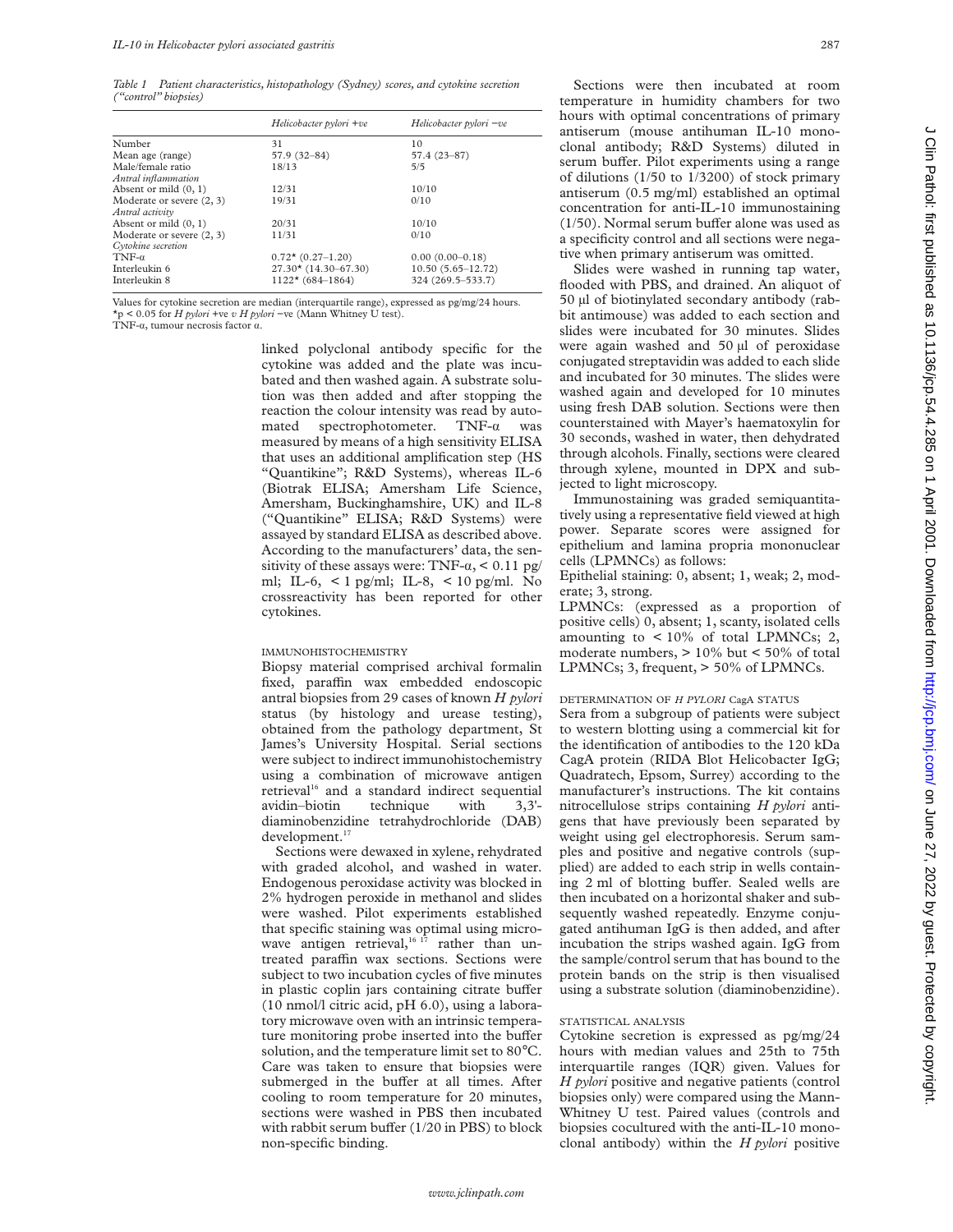*Table 1 Patient characteristics, histopathology (Sydney) scores, and cytokine secretion ("control" biopsies)*

| | *Helicobacter pylori* +ve | *Helicobacter pylori* −ve |
|---|---|---|
| Number | 31 | 10 |
| Mean age (range) | 57.9 (32–84) | 57.4 (23–87) |
| Male/female ratio | 18/13 | 5/5 |
| *Antral inflammation* | | |
| Absent or mild (0, 1) | 12/31 | 10/10 |
| Moderate or severe (2, 3) | 19/31 | 0/10 |
| *Antral activity* | | |
| Absent or mild (0, 1) | 20/31 | 10/10 |
| Moderate or severe (2, 3) | 11/31 | 0/10 |
| *Cytokine secretion* | | |
| TNF-α | 0.72* (0.27–1.20) | 0.00 (0.00–0.18) |
| Interleukin 6 | 27.30* (14.30–67.30) | 10.50 (5.65–12.72) |
| Interleukin 8 | 1122* (684–1864) | 324 (269.5–533.7) |

Values for cytokine secretion are median (interquartile range), expressed as pg/mg/24 hours.
*$p < 0.05$ for *H pylori* +ve *v H pylori* −ve (Mann Whitney U test).
TNF-α, tumour necrosis factor α.

linked polyclonal antibody specific for the cytokine was added and the plate was incubated and then washed again. A substrate solution was then added and after stopping the reaction the colour intensity was read by automated spectrophotometer. TNF-α was measured by means of a high sensitivity ELISA that uses an additional amplification step (HS "Quantikine"; R&D Systems), whereas IL-6 (Biotrak ELISA; Amersham Life Science, Amersham, Buckinghamshire, UK) and IL-8 ("Quantikine" ELISA; R&D Systems) were assayed by standard ELISA as described above. According to the manufacturers' data, the sensitivity of these assays were: TNF-α, < 0.11 pg/ml; IL-6, < 1 pg/ml; IL-8, < 10 pg/ml. No crossreactivity has been reported for other cytokines.

### IMMUNOHISTOCHEMISTRY

Biopsy material comprised archival formalin fixed, paraffin wax embedded endoscopic antral biopsies from 29 cases of known *H pylori* status (by histology and urease testing), obtained from the pathology department, St James's University Hospital. Serial sections were subject to indirect immunohistochemistry using a combination of microwave antigen retrieval[16] and a standard indirect sequential avidin–biotin technique with 3,3'-diaminobenzidine tetrahydrochloride (DAB) development.[17]

Sections were dewaxed in xylene, rehydrated with graded alcohol, and washed in water. Endogenous peroxidase activity was blocked in 2% hydrogen peroxide in methanol and slides were washed. Pilot experiments established that specific staining was optimal using microwave antigen retrieval,[16,17] rather than untreated paraffin wax sections. Sections were subject to two incubation cycles of five minutes in plastic coplin jars containing citrate buffer (10 nmol/l citric acid, pH 6.0), using a laboratory microwave oven with an intrinsic temperature monitoring probe inserted into the buffer solution, and the temperature limit set to 80°C. Care was taken to ensure that biopsies were submerged in the buffer at all times. After cooling to room temperature for 20 minutes, sections were washed in PBS then incubated with rabbit serum buffer (1/20 in PBS) to block non-specific binding.

Sections were then incubated at room temperature in humidity chambers for two hours with optimal concentrations of primary antiserum (mouse antihuman IL-10 monoclonal antibody; R&D Systems) diluted in serum buffer. Pilot experiments using a range of dilutions (1/50 to 1/3200) of stock primary antiserum (0.5 mg/ml) established an optimal concentration for anti-IL-10 immunostaining (1/50). Normal serum buffer alone was used as a specificity control and all sections were negative when primary antiserum was omitted.

Slides were washed in running tap water, flooded with PBS, and drained. An aliquot of 50 µl of biotinylated secondary antibody (rabbit antimouse) was added to each section and slides were incubated for 30 minutes. Slides were again washed and 50 µl of peroxidase conjugated streptavidin was added to each slide and incubated for 30 minutes. The slides were washed again and developed for 10 minutes using fresh DAB solution. Sections were then counterstained with Mayer's haematoxylin for 30 seconds, washed in water, then dehydrated through alcohols. Finally, sections were cleared through xylene, mounted in DPX and subjected to light microscopy.

Immunostaining was graded semiquantitatively using a representative field viewed at high power. Separate scores were assigned for epithelium and lamina propria mononuclear cells (LPMNCs) as follows:

Epithelial staining: 0, absent; 1, weak; 2, moderate; 3, strong.

LPMNCs: (expressed as a proportion of positive cells) 0, absent; 1, scanty, isolated cells amounting to < 10% of total LPMNCs; 2, moderate numbers, > 10% but < 50% of total LPMNCs; 3, frequent, > 50% of LPMNCs.

### DETERMINATION OF *H PYLORI* CagA STATUS

Sera from a subgroup of patients were subject to western blotting using a commercial kit for the identification of antibodies to the 120 kDa CagA protein (RIDA Blot Helicobacter IgG; Quadratech, Epsom, Surrey) according to the manufacturer's instructions. The kit contains nitrocellulose strips containing *H pylori* antigens that have previously been separated by weight using gel electrophoresis. Serum samples and positive and negative controls (supplied) are added to each strip in wells containing 2 ml of blotting buffer. Sealed wells are then incubated on a horizontal shaker and subsequently washed repeatedly. Enzyme conjugated antihuman IgG is then added, and after incubation the strips washed again. IgG from the sample/control serum that has bound to the protein bands on the strip is then visualised using a substrate solution (diaminobenzidine).

### STATISTICAL ANALYSIS

Cytokine secretion is expressed as pg/mg/24 hours with median values and 25th to 75th interquartile ranges (IQR) given. Values for *H pylori* positive and negative patients (control biopsies only) were compared using the Mann-Whitney U test. Paired values (controls and biopsies cocultured with the anti-IL-10 monoclonal antibody) within the *H pylori* positive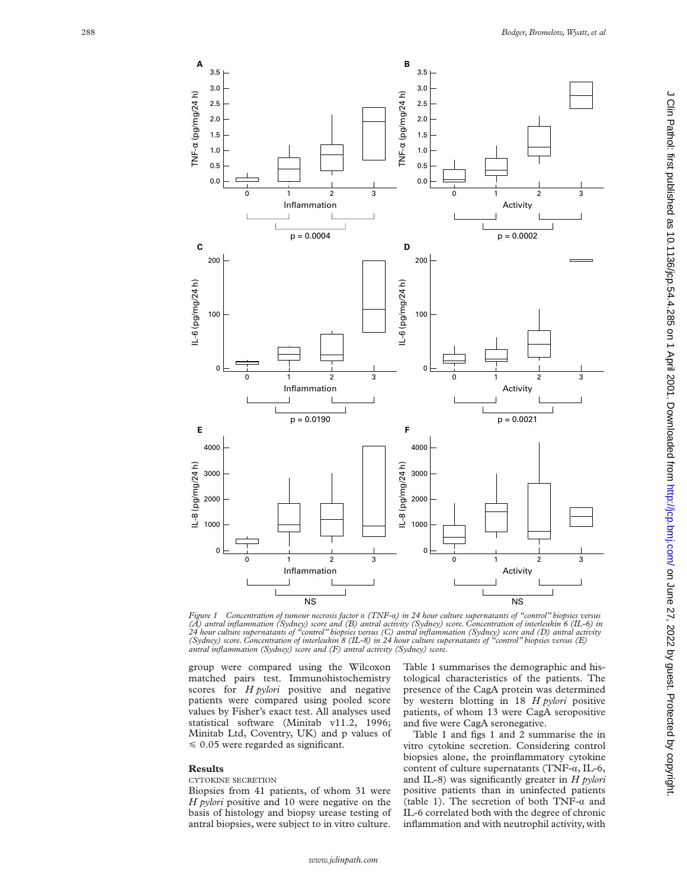Figure 1 Concentration of tumour necrosis factor α (TNF-α) in 24 hour culture supernatants of "control" biopsies versus (A) antral inflammation (Sydney) score and (B) antral activity (Sydney) score. Concentration of interleukin 6 (IL-6) in 24 hour culture supernatants of "control" biopsies versus (C) antral inflammation (Sydney) score and (D) antral activity (Sydney) score. Concentration of interleukin 8 (IL-8) in 24 hour culture supernatants of "control" biopsies versus (E) antral inflammation (Sydney) score and (F) antral activity (Sydney) score.

group were compared using the Wilcoxon matched pairs test. Immunohistochemistry scores for *H pylori* positive and negative patients were compared using pooled score values by Fisher's exact test. All analyses used statistical software (Minitab v11.2, 1996; Minitab Ltd, Coventry, UK) and p values of ≤ 0.05 were regarded as significant.

## Results

### CYTOKINE SECRETION

Biopsies from 41 patients, of whom 31 were *H pylori* positive and 10 were negative on the basis of histology and biopsy urease testing of antral biopsies, were subject to in vitro culture. Table 1 summarises the demographic and histological characteristics of the patients. The presence of the CagA protein was determined by western blotting in 18 *H pylori* positive patients, of whom 13 were CagA seropositive and five were CagA seronegative.

Table 1 and figs 1 and 2 summarise the in vitro cytokine secretion. Considering control biopsies alone, the proinflammatory cytokine content of culture supernatants (TNF-α, IL-6, and IL-8) was significantly greater in *H pylori* positive patients than in uninfected patients (table 1). The secretion of both TNF-α and IL-6 correlated both with the degree of chronic inflammation and with neutrophil activity, with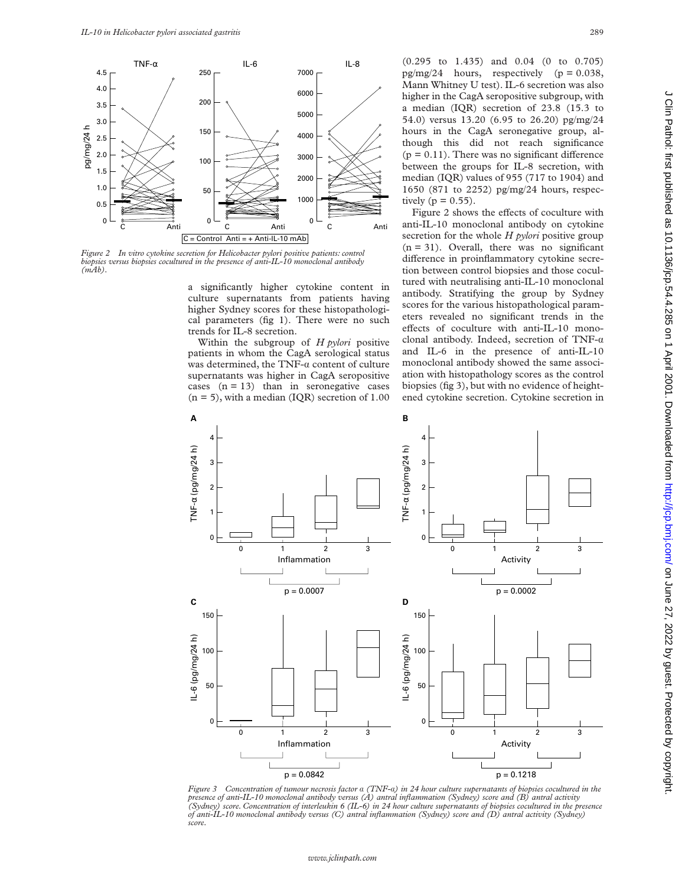Figure 2 In vitro cytokine secretion for Helicobacter pylori positive patients: control biopsies versus biopsies cocultured in the presence of anti-IL-10 monoclonal antibody (mAb).

a significantly higher cytokine content in culture supernatants from patients having higher Sydney scores for these histopathological parameters (fig 1). There were no such trends for IL-8 secretion.

Within the subgroup of *H pylori* positive patients in whom the CagA serological status was determined, the TNF-α content of culture supernatants was higher in CagA seropositive cases (n = 13) than in seronegative cases (n = 5), with a median (IQR) secretion of 1.00 (0.295 to 1.435) and 0.04 (0 to 0.705) pg/mg/24 hours, respectively (p = 0.038, Mann Whitney U test). IL-6 secretion was also higher in the CagA seropositive subgroup, with a median (IQR) secretion of 23.8 (15.3 to 54.0) versus 13.20 (6.95 to 26.20) pg/mg/24 hours in the CagA seronegative group, although this did not reach significance (p = 0.11). There was no significant difference between the groups for IL-8 secretion, with median (IQR) values of 955 (717 to 1904) and 1650 (871 to 2252) pg/mg/24 hours, respectively (p = 0.55).

Figure 2 shows the effects of coculture with anti-IL-10 monoclonal antibody on cytokine secretion for the whole *H pylori* positive group (n = 31). Overall, there was no significant difference in proinflammatory cytokine secretion between control biopsies and those cocultured with neutralising anti-IL-10 monoclonal antibody. Stratifying the group by Sydney scores for the various histopathological parameters revealed no significant trends in the effects of coculture with anti-IL-10 monoclonal antibody. Indeed, secretion of TNF-α and IL-6 in the presence of anti-IL-10 monoclonal antibody showed the same association with histopathology scores as the control biopsies (fig 3), but with no evidence of heightened cytokine secretion. Cytokine secretion in

Figure 3 Concentration of tumour necrosis factor α (TNF-α) in 24 hour culture supernatants of biopsies cocultured in the presence of anti-IL-10 monoclonal antibody versus (A) antral inflammation (Sydney) score and (B) antral activity (Sydney) score. Concentration of interleukin 6 (IL-6) in 24 hour culture supernatants of biopsies cocultured in the presence of anti-IL-10 monoclonal antibody versus (C) antral inflammation (Sydney) score and (D) antral activity (Sydney) score.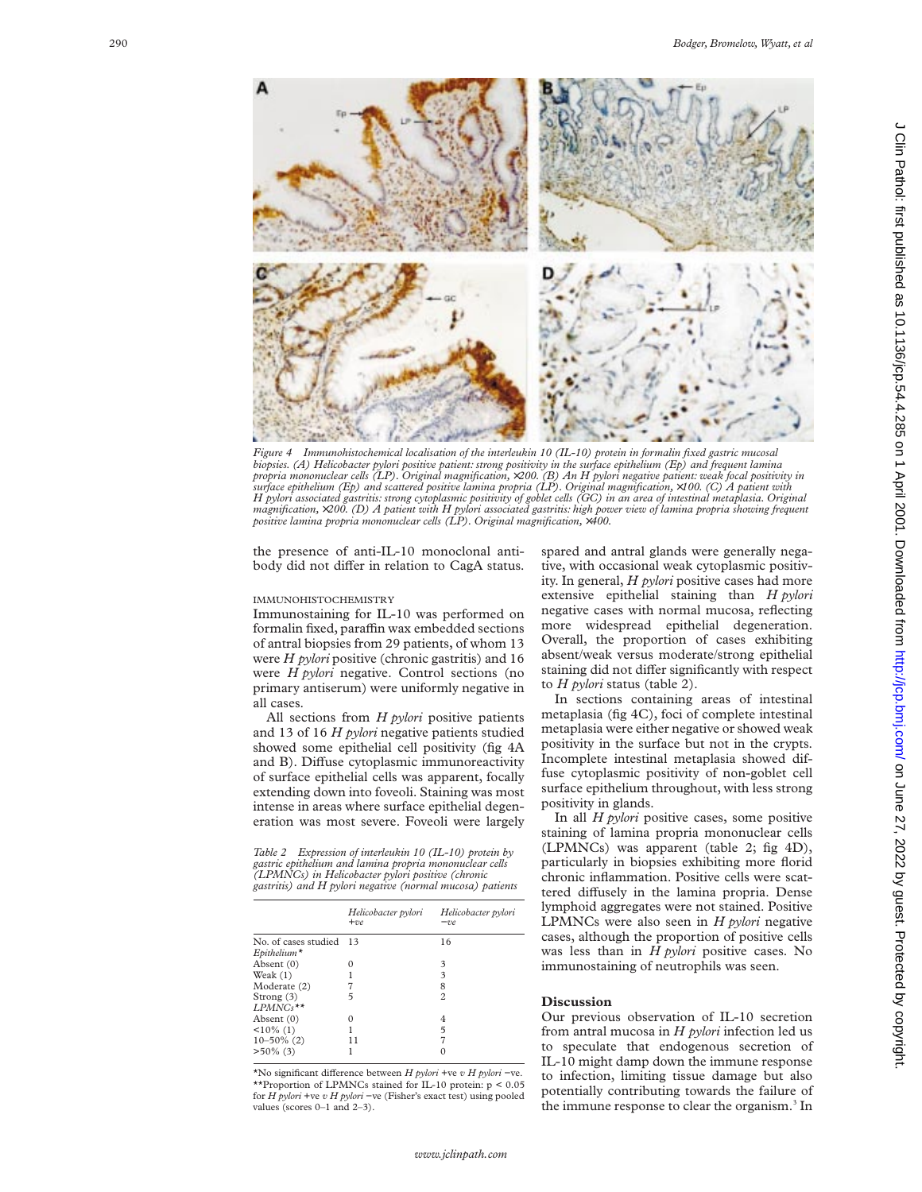*Figure 4 Immunohistochemical localisation of the interleukin 10 (IL-10) protein in formalin fixed gastric mucosal biopsies. (A) Helicobacter pylori positive patient: strong positivity in the surface epithelium (Ep) and frequent lamina propria mononuclear cells (LP). Original magnification, ×200. (B) An H pylori negative patient: weak focal positivity in surface epithelium (Ep) and scattered positive lamina propria (LP). Original magnification, ×100. (C) A patient with H pylori associated gastritis: strong cytoplasmic positivity of goblet cells (GC) in an area of intestinal metaplasia. Original magnification, ×200. (D) A patient with H pylori associated gastritis: high power view of lamina propria showing frequent positive lamina propria mononuclear cells (LP). Original magnification, ×400.*

the presence of anti-IL-10 monoclonal antibody did not differ in relation to CagA status.

### IMMUNOHISTOCHEMISTRY

Immunostaining for IL-10 was performed on formalin fixed, paraffin wax embedded sections of antral biopsies from 29 patients, of whom 13 were *H pylori* positive (chronic gastritis) and 16 were *H pylori* negative. Control sections (no primary antiserum) were uniformly negative in all cases.

All sections from *H pylori* positive patients and 13 of 16 *H pylori* negative patients studied showed some epithelial cell positivity (fig 4A and B). Diffuse cytoplasmic immunoreactivity of surface epithelial cells was apparent, focally extending down into foveoli. Staining was most intense in areas where surface epithelial degeneration was most severe. Foveoli were largely spared and antral glands were generally negative, with occasional weak cytoplasmic positivity. In general, *H pylori* positive cases had more extensive epithelial staining than *H pylori* negative cases with normal mucosa, reflecting more widespread epithelial degeneration. Overall, the proportion of cases exhibiting absent/weak versus moderate/strong epithelial staining did not differ significantly with respect to *H pylori* status (table 2).

*Table 2 Expression of interleukin 10 (IL-10) protein by gastric epithelium and lamina propria mononuclear cells (LPMNCs) in Helicobacter pylori positive (chronic gastritis) and H pylori negative (normal mucosa) patients*

| | *Helicobacter pylori* +ve | *Helicobacter pylori* −ve |
|---|---|---|
| No. of cases studied | 13 | 16 |
| *Epithelium** | | |
| Absent (0) | 0 | 3 |
| Weak (1) | 1 | 3 |
| Moderate (2) | 7 | 8 |
| Strong (3) | 5 | 2 |
| *LPMNCs*** | | |
| Absent (0) | 0 | 4 |
| <10% (1) | 1 | 5 |
| 10–50% (2) | 11 | 7 |
| >50% (3) | 1 | 0 |

*No significant difference between *H pylori* +ve *v H pylori* −ve.
**Proportion of LPMNCs stained for IL-10 protein: $p < 0.05$ for *H pylori* +ve *v H pylori* −ve (Fisher's exact test) using pooled values (scores 0–1 and 2–3).

In sections containing areas of intestinal metaplasia (fig 4C), foci of complete intestinal metaplasia were either negative or showed weak positivity in the surface but not in the crypts. Incomplete intestinal metaplasia showed diffuse cytoplasmic positivity of non-goblet cell surface epithelium throughout, with less strong positivity in glands.

In all *H pylori* positive cases, some positive staining of lamina propria mononuclear cells (LPMNCs) was apparent (table 2; fig 4D), particularly in biopsies exhibiting more florid chronic inflammation. Positive cells were scattered diffusely in the lamina propria. Dense lymphoid aggregates were not stained. Positive LPMNCs were also seen in *H pylori* negative cases, although the proportion of positive cells was less than in *H pylori* positive cases. No immunostaining of neutrophils was seen.

## Discussion

Our previous observation of IL-10 secretion from antral mucosa in *H pylori* infection led us to speculate that endogenous secretion of IL-10 might damp down the immune response to infection, limiting tissue damage but also potentially contributing towards the failure of the immune response to clear the organism.[3] In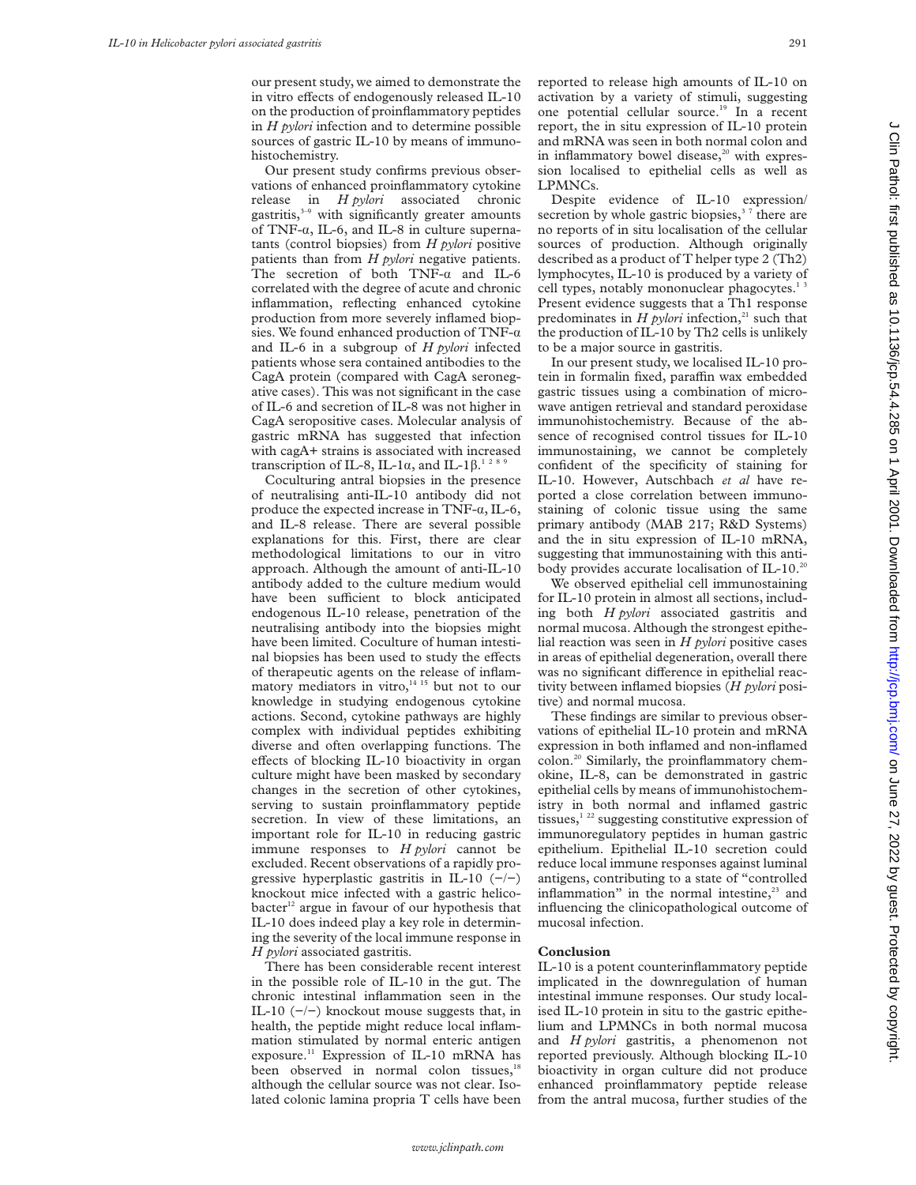our present study, we aimed to demonstrate the in vitro effects of endogenously released IL-10 on the production of proinflammatory peptides in *H pylori* infection and to determine possible sources of gastric IL-10 by means of immunohistochemistry.

Our present study confirms previous observations of enhanced proinflammatory cytokine release in *H pylori* associated chronic gastritis,[3–9] with significantly greater amounts of TNF-α, IL-6, and IL-8 in culture supernatants (control biopsies) from *H pylori* positive patients than from *H pylori* negative patients. The secretion of both TNF-α and IL-6 correlated with the degree of acute and chronic inflammation, reflecting enhanced cytokine production from more severely inflamed biopsies. We found enhanced production of TNF-α and IL-6 in a subgroup of *H pylori* infected patients whose sera contained antibodies to the CagA protein (compared with CagA seronegative cases). This was not significant in the case of IL-6 and secretion of IL-8 was not higher in CagA seropositive cases. Molecular analysis of gastric mRNA has suggested that infection with cagA+ strains is associated with increased transcription of IL-8, IL-1α, and IL-1β.[1 2 8 9]

Coculturing antral biopsies in the presence of neutralising anti-IL-10 antibody did not produce the expected increase in TNF-α, IL-6, and IL-8 release. There are several possible explanations for this. First, there are clear methodological limitations to our in vitro approach. Although the amount of anti-IL-10 antibody added to the culture medium would have been sufficient to block anticipated endogenous IL-10 release, penetration of the neutralising antibody into the biopsies might have been limited. Coculture of human intestinal biopsies has been used to study the effects of therapeutic agents on the release of inflammatory mediators in vitro,[14 15] but not to our knowledge in studying endogenous cytokine actions. Second, cytokine pathways are highly complex with individual peptides exhibiting diverse and often overlapping functions. The effects of blocking IL-10 bioactivity in organ culture might have been masked by secondary changes in the secretion of other cytokines, serving to sustain proinflammatory peptide secretion. In view of these limitations, an important role for IL-10 in reducing gastric immune responses to *H pylori* cannot be excluded. Recent observations of a rapidly progressive hyperplastic gastritis in IL-10 (−/−) knockout mice infected with a gastric helicobacter[12] argue in favour of our hypothesis that IL-10 does indeed play a key role in determining the severity of the local immune response in *H pylori* associated gastritis.

There has been considerable recent interest in the possible role of IL-10 in the gut. The chronic intestinal inflammation seen in the IL-10 (−/−) knockout mouse suggests that, in health, the peptide might reduce local inflammation stimulated by normal enteric antigen exposure.[11] Expression of IL-10 mRNA has been observed in normal colon tissues,[18] although the cellular source was not clear. Isolated colonic lamina propria T cells have been reported to release high amounts of IL-10 on activation by a variety of stimuli, suggesting one potential cellular source.[19] In a recent report, the in situ expression of IL-10 protein and mRNA was seen in both normal colon and in inflammatory bowel disease,[20] with expression localised to epithelial cells as well as LPMNCs.

Despite evidence of IL-10 expression/secretion by whole gastric biopsies,[3 7] there are no reports of in situ localisation of the cellular sources of production. Although originally described as a product of T helper type 2 (Th2) lymphocytes, IL-10 is produced by a variety of cell types, notably mononuclear phagocytes.[1 3] Present evidence suggests that a Th1 response predominates in *H pylori* infection,[21] such that the production of IL-10 by Th2 cells is unlikely to be a major source in gastritis.

In our present study, we localised IL-10 protein in formalin fixed, paraffin wax embedded gastric tissues using a combination of microwave antigen retrieval and standard peroxidase immunohistochemistry. Because of the absence of recognised control tissues for IL-10 immunostaining, we cannot be completely confident of the specificity of staining for IL-10. However, Autschbach *et al* have reported a close correlation between immunostaining of colonic tissue using the same primary antibody (MAB 217; R&D Systems) and the in situ expression of IL-10 mRNA, suggesting that immunostaining with this antibody provides accurate localisation of IL-10.[20]

We observed epithelial cell immunostaining for IL-10 protein in almost all sections, including both *H pylori* associated gastritis and normal mucosa. Although the strongest epithelial reaction was seen in *H pylori* positive cases in areas of epithelial degeneration, overall there was no significant difference in epithelial reactivity between inflamed biopsies (*H pylori* positive) and normal mucosa.

These findings are similar to previous observations of epithelial IL-10 protein and mRNA expression in both inflamed and non-inflamed colon.[20] Similarly, the proinflammatory chemokine, IL-8, can be demonstrated in gastric epithelial cells by means of immunohistochemistry in both normal and inflamed gastric tissues,[1 22] suggesting constitutive expression of immunoregulatory peptides in human gastric epithelium. Epithelial IL-10 secretion could reduce local immune responses against luminal antigens, contributing to a state of "controlled inflammation" in the normal intestine,[23] and influencing the clinicopathological outcome of mucosal infection.

## Conclusion

IL-10 is a potent counterinflammatory peptide implicated in the downregulation of human intestinal immune responses. Our study localised IL-10 protein in situ to the gastric epithelium and LPMNCs in both normal mucosa and *H pylori* gastritis, a phenomenon not reported previously. Although blocking IL-10 bioactivity in organ culture did not produce enhanced proinflammatory peptide release from the antral mucosa, further studies of the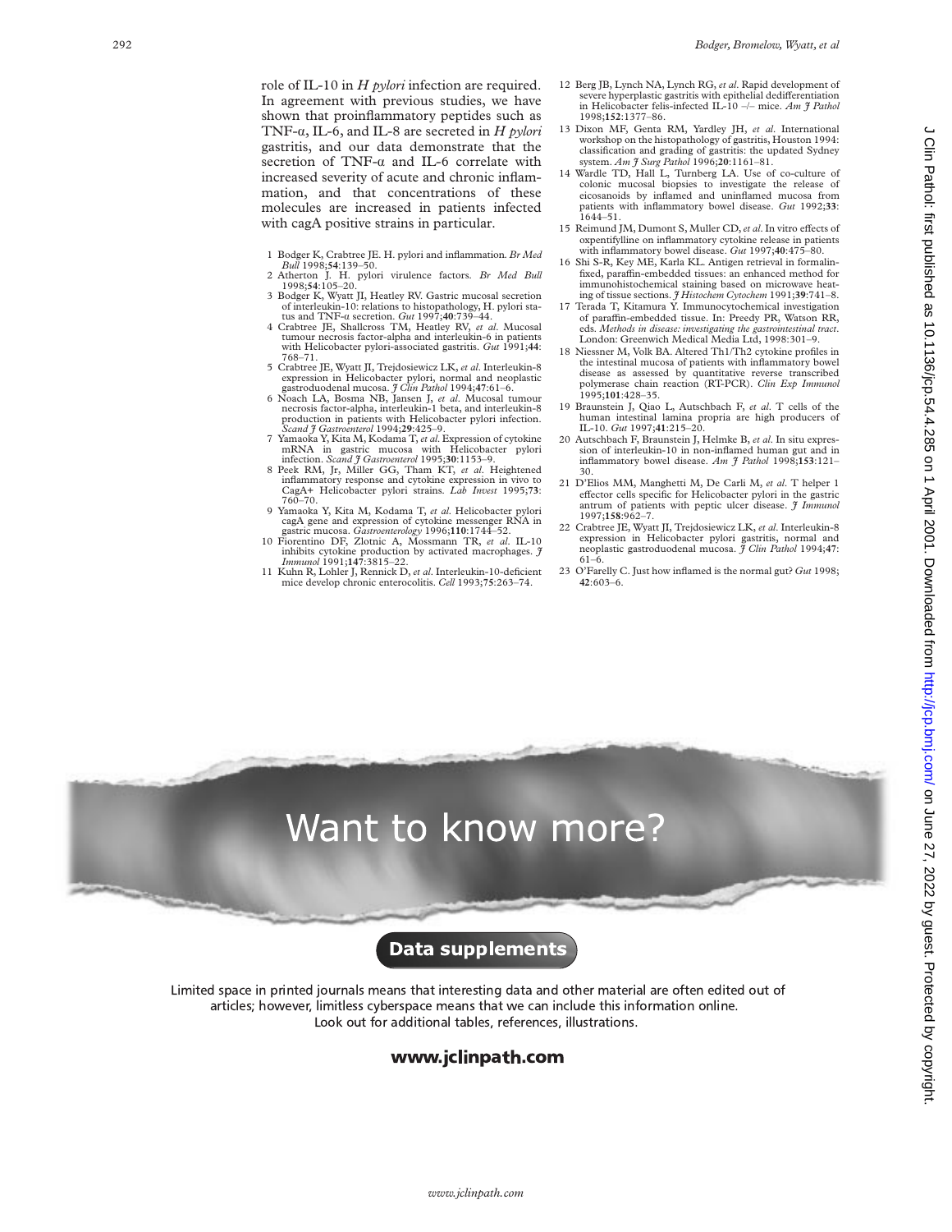role of IL-10 in *H pylori* infection are required. In agreement with previous studies, we have shown that proinflammatory peptides such as TNF-α, IL-6, and IL-8 are secreted in *H pylori* gastritis, and our data demonstrate that the secretion of TNF-α and IL-6 correlate with increased severity of acute and chronic inflammation, and that concentrations of these molecules are increased in patients infected with cagA positive strains in particular.

1 Bodger K, Crabtree JE. H. pylori and inflammation. *Br Med Bull* 1998;**54**:139–50.
2 Atherton J. H. pylori virulence factors. *Br Med Bull* 1998;**54**:105–20.
3 Bodger K, Wyatt JI, Heatley RV. Gastric mucosal secretion of interleukin-10: relations to histopathology, H. pylori status and TNF-α secretion. *Gut* 1997;**40**:739–44.
4 Crabtree JE, Shallcross TM, Heatley RV, *et al*. Mucosal tumour necrosis factor-alpha and interleukin-6 in patients with Helicobacter pylori-associated gastritis. *Gut* 1991;**44**: 768–71.
5 Crabtree JE, Wyatt JI, Trejdosiewicz LK, *et al*. Interleukin-8 expression in Helicobacter pylori, normal and neoplastic gastroduodenal mucosa. *J Clin Pathol* 1994;**47**:61–6.
6 Noach LA, Bosma NB, Jansen J, *et al*. Mucosal tumour necrosis factor-alpha, interleukin-1 beta, and interleukin-8 production in patients with Helicobacter pylori infection. *Scand J Gastroenterol* 1994;**29**:425–9.
7 Yamaoka Y, Kita M, Kodama T, *et al*. Expression of cytokine mRNA in gastric mucosa with Helicobacter pylori infection. *Scand J Gastroenterol* 1995;**30**:1153–9.
8 Peek RM, Jr, Miller GG, Tham KT, *et al*. Heightened inflammatory response and cytokine expression in vivo to CagA+ Helicobacter pylori strains. *Lab Invest* 1995;**73**: 760–70.
9 Yamaoka Y, Kita M, Kodama T, *et al*. Helicobacter pylori cagA gene and expression of cytokine messenger RNA in gastric mucosa. *Gastroenterology* 1996;**110**:1744–52.
10 Fiorentino DF, Zlotnic A, Mossmann TR, *et al*. IL-10 inhibits cytokine production by activated macrophages. *J Immunol* 1991;**147**:3815–22.
11 Kuhn R, Lohler J, Rennick D, *et al*. Interleukin-10-deficient mice develop chronic enterocolitis. *Cell* 1993;**75**:263–74.
12 Berg JB, Lynch NA, Lynch RG, *et al*. Rapid development of severe hyperplastic gastritis with epithelial dedifferentiation in Helicobacter felis-infected IL-10 –/– mice. *Am J Pathol* 1998;**152**:1377–86.
13 Dixon MF, Genta RM, Yardley JH, *et al*. International workshop on the histopathology of gastritis, Houston 1994: classification and grading of gastritis: the updated Sydney system. *Am J Surg Pathol* 1996;**20**:1161–81.
14 Wardle TD, Hall L, Turnberg LA. Use of co-culture of colonic mucosal biopsies to investigate the release of eicosanoids by inflamed and uninflamed mucosa from patients with inflammatory bowel disease. *Gut* 1992;**33**: 1644–51.
15 Reimund JM, Dumont S, Muller CD, *et al*. In vitro effects of oxpentifylline on inflammatory cytokine release in patients with inflammatory bowel disease. *Gut* 1997;**40**:475–80.
16 Shi S-R, Key ME, Karla KL. Antigen retrieval in formalin-fixed, paraffin-embedded tissues: an enhanced method for immunohistochemical staining based on microwave heating of tissue sections. *J Histochem Cytochem* 1991;**39**:741–8.
17 Terada T, Kitamura Y. Immunocytochemical investigation of paraffin-embedded tissue. In: Preedy PR, Watson RR, eds. *Methods in disease: investigating the gastrointestinal tract*. London: Greenwich Medical Media Ltd, 1998:301–9.
18 Niessner M, Volk BA. Altered Th1/Th2 cytokine profiles in the intestinal mucosa of patients with inflammatory bowel disease as assessed by quantitative reverse transcribed polymerase chain reaction (RT-PCR). *Clin Exp Immunol* 1995;**101**:428–35.
19 Braunstein J, Qiao L, Autschbach F, *et al*. T cells of the human intestinal lamina propria are high producers of IL-10. *Gut* 1997;**41**:215–20.
20 Autschbach F, Braunstein J, Helmke B, *et al*. In situ expression of interleukin-10 in non-inflamed human gut and in inflammatory bowel disease. *Am J Pathol* 1998;**153**:121–30.
21 D'Elios MM, Manghetti M, De Carli M, *et al*. T helper 1 effector cells specific for Helicobacter pylori in the gastric antrum of patients with peptic ulcer disease. *J Immunol* 1997;**158**:962–7.
22 Crabtree JE, Wyatt JI, Trejdosiewicz LK, *et al*. Interleukin-8 expression in Helicobacter pylori gastritis, normal and neoplastic gastroduodenal mucosa. *J Clin Pathol* 1994;**47**: 61–6.
23 O'Farelly C. Just how inflamed is the normal gut? *Gut* 1998; **42**:603–6.

Want to know more?

**Data supplements**

Limited space in printed journals means that interesting data and other material are often edited out of articles; however, limitless cyberspace means that we can include this information online. Look out for additional tables, references, illustrations.

**www.jclinpath.com**